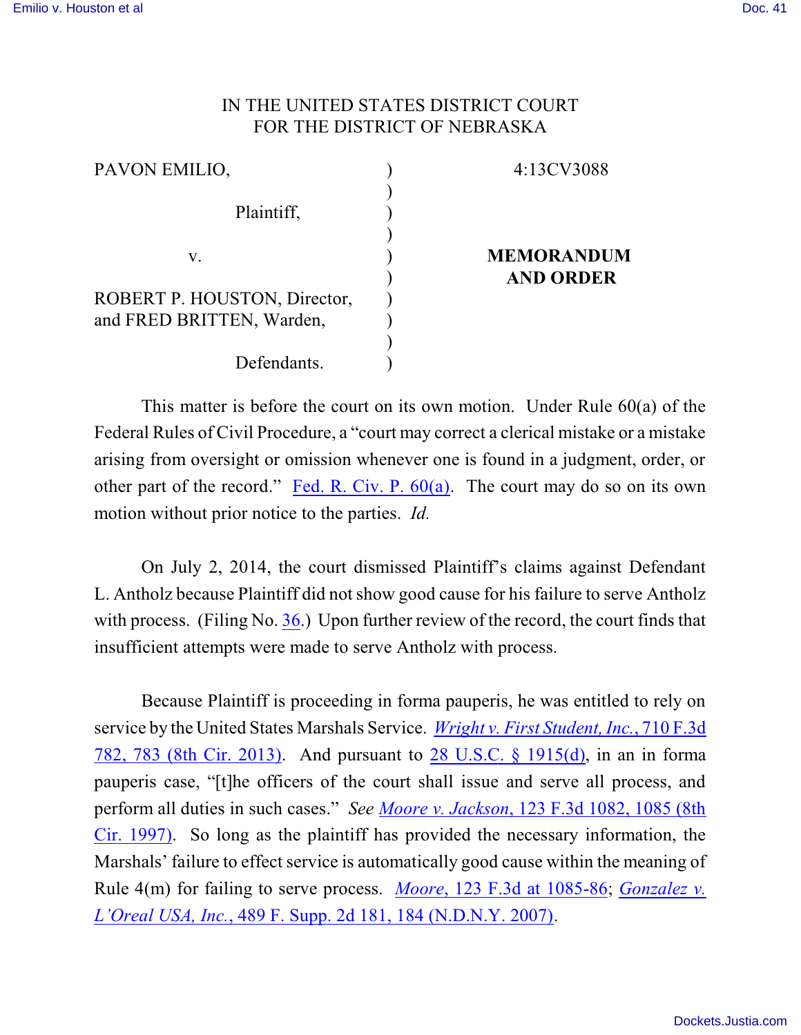IN THE UNITED STATES DISTRICT COURT
FOR THE DISTRICT OF NEBRASKA

| | | |
|---|---|---|
| PAVON EMILIO, | ) | 4:13CV3088 |
| Plaintiff, | ) | |
| v. | ) | **MEMORANDUM AND ORDER** |
| ROBERT P. HOUSTON, Director, and FRED BRITTEN, Warden, | ) | |
| Defendants. | ) | |

This matter is before the court on its own motion. Under Rule 60(a) of the Federal Rules of Civil Procedure, a "court may correct a clerical mistake or a mistake arising from oversight or omission whenever one is found in a judgment, order, or other part of the record." Fed. R. Civ. P. 60(a). The court may do so on its own motion without prior notice to the parties. *Id.*

On July 2, 2014, the court dismissed Plaintiff's claims against Defendant L. Antholz because Plaintiff did not show good cause for his failure to serve Antholz with process. (Filing No. 36.) Upon further review of the record, the court finds that insufficient attempts were made to serve Antholz with process.

Because Plaintiff is proceeding in forma pauperis, he was entitled to rely on service by the United States Marshals Service. *Wright v. First Student, Inc.*, 710 F.3d 782, 783 (8th Cir. 2013). And pursuant to 28 U.S.C. § 1915(d), in an in forma pauperis case, "[t]he officers of the court shall issue and serve all process, and perform all duties in such cases." *See Moore v. Jackson*, 123 F.3d 1082, 1085 (8th Cir. 1997). So long as the plaintiff has provided the necessary information, the Marshals' failure to effect service is automatically good cause within the meaning of Rule 4(m) for failing to serve process. *Moore*, 123 F.3d at 1085-86; *Gonzalez v. L'Oreal USA, Inc.*, 489 F. Supp. 2d 181, 184 (N.D.N.Y. 2007).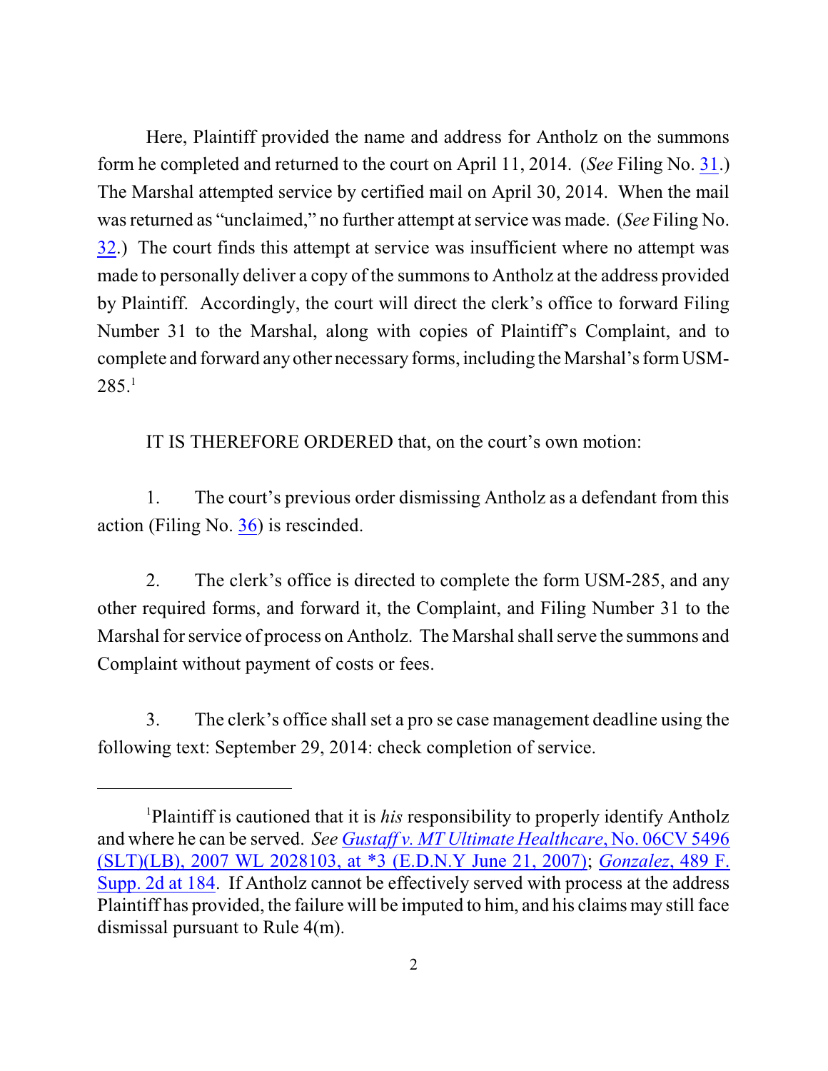Here, Plaintiff provided the name and address for Antholz on the summons form he completed and returned to the court on April 11, 2014. (*See* Filing No. 31.) The Marshal attempted service by certified mail on April 30, 2014. When the mail was returned as "unclaimed," no further attempt at service was made. (*See* Filing No. 32.) The court finds this attempt at service was insufficient where no attempt was made to personally deliver a copy of the summons to Antholz at the address provided by Plaintiff. Accordingly, the court will direct the clerk's office to forward Filing Number 31 to the Marshal, along with copies of Plaintiff's Complaint, and to complete and forward any other necessary forms, including the Marshal's form USM-285.[1]

IT IS THEREFORE ORDERED that, on the court's own motion:

1. The court's previous order dismissing Antholz as a defendant from this action (Filing No. 36) is rescinded.

2. The clerk's office is directed to complete the form USM-285, and any other required forms, and forward it, the Complaint, and Filing Number 31 to the Marshal for service of process on Antholz. The Marshal shall serve the summons and Complaint without payment of costs or fees.

3. The clerk's office shall set a pro se case management deadline using the following text: September 29, 2014: check completion of service.

---

[1]Plaintiff is cautioned that it is *his* responsibility to properly identify Antholz and where he can be served. *See* *Gustaff v. MT Ultimate Healthcare*, No. 06CV 5496 (SLT)(LB), 2007 WL 2028103, at *3 (E.D.N.Y June 21, 2007); *Gonzalez*, 489 F. Supp. 2d at 184. If Antholz cannot be effectively served with process at the address Plaintiff has provided, the failure will be imputed to him, and his claims may still face dismissal pursuant to Rule 4(m).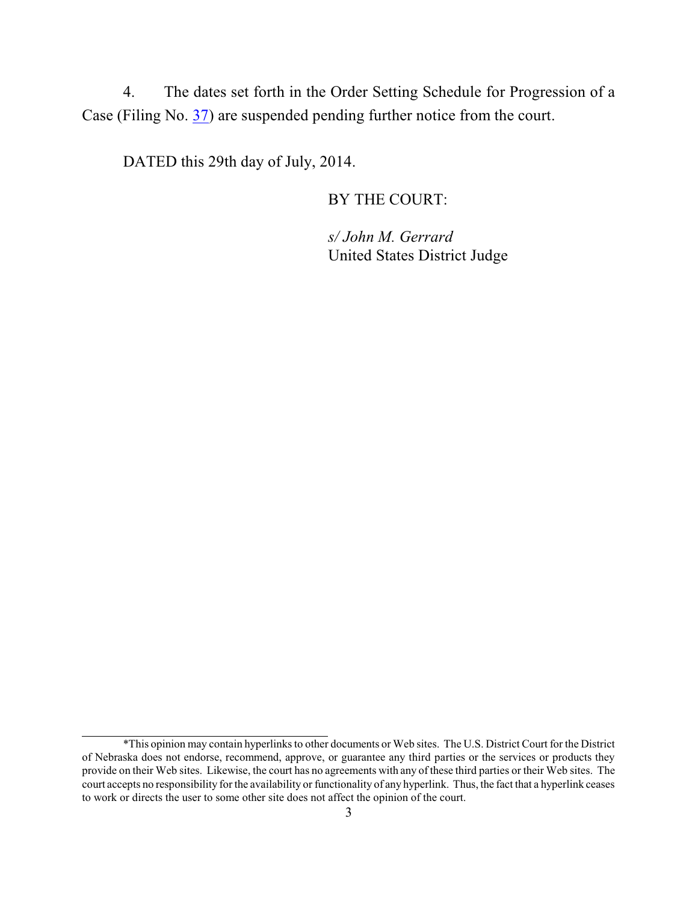4. The dates set forth in the Order Setting Schedule for Progression of a Case (Filing No. 37) are suspended pending further notice from the court.

DATED this 29th day of July, 2014.

BY THE COURT:

*s/ John M. Gerrard*
United States District Judge

---

*This opinion may contain hyperlinks to other documents or Web sites. The U.S. District Court for the District of Nebraska does not endorse, recommend, approve, or guarantee any third parties or the services or products they provide on their Web sites. Likewise, the court has no agreements with any of these third parties or their Web sites. The court accepts no responsibility for the availability or functionality of any hyperlink. Thus, the fact that a hyperlink ceases to work or directs the user to some other site does not affect the opinion of the court.